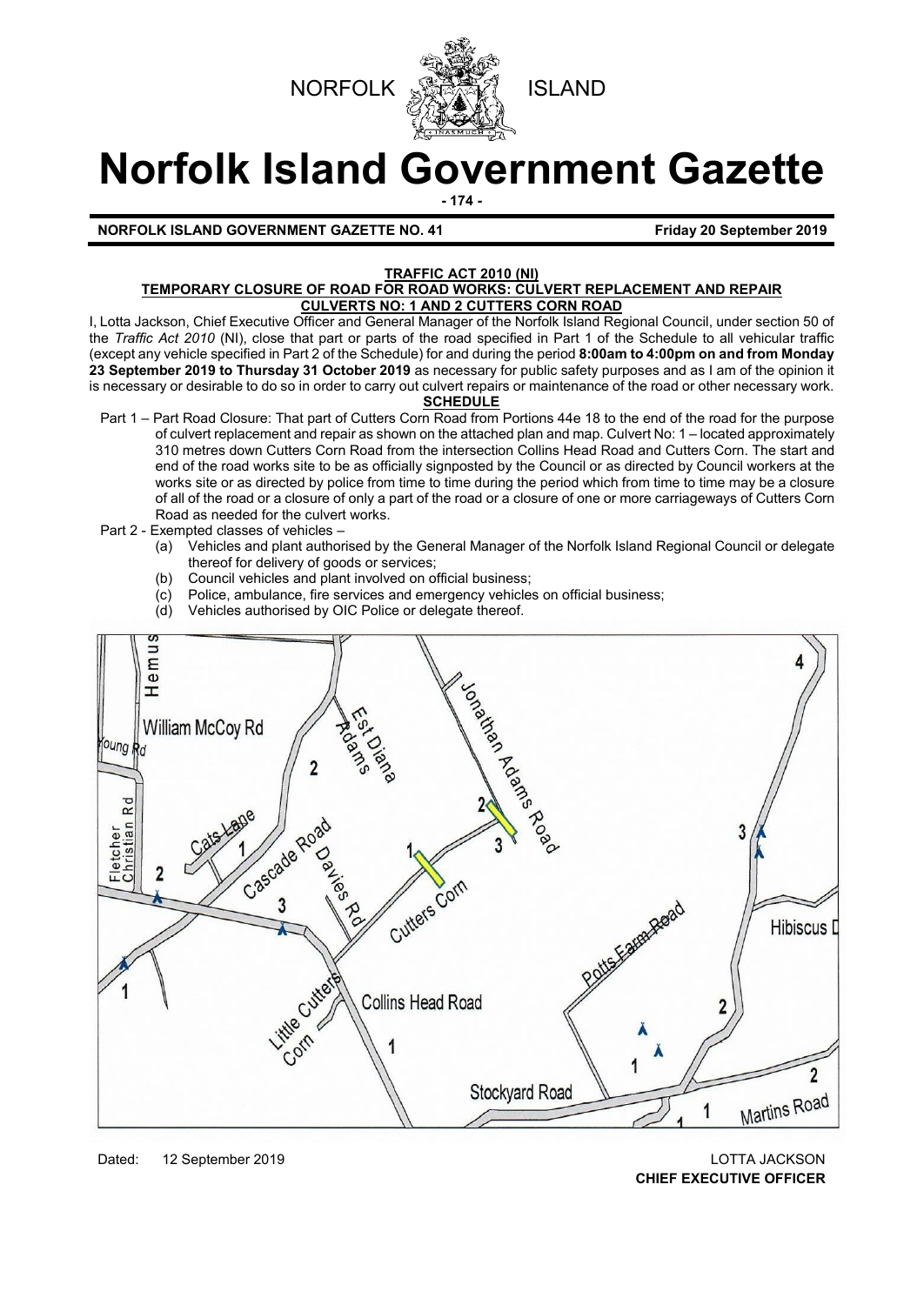NORFOLK ISLAND

# Norfolk Island Government Gazette

**NORFOLK ISLAND GOVERNMENT GAZETTE NO. 41** **Friday 20 September 2019**

**TRAFFIC ACT 2010 (NI)**

**TEMPORARY CLOSURE OF ROAD FOR ROAD WORKS: CULVERT REPLACEMENT AND REPAIR CULVERTS NO: 1 AND 2 CUTTERS CORN ROAD**

I, Lotta Jackson, Chief Executive Officer and General Manager of the Norfolk Island Regional Council, under section 50 of the *Traffic Act 2010* (NI), close that part or parts of the road specified in Part 1 of the Schedule to all vehicular traffic (except any vehicle specified in Part 2 of the Schedule) for and during the period **8:00am to 4:00pm on and from Monday 23 September 2019 to Thursday 31 October 2019** as necessary for public safety purposes and as I am of the opinion it is necessary or desirable to do so in order to carry out culvert repairs or maintenance of the road or other necessary work.

**SCHEDULE**

Part 1 – Part Road Closure: That part of Cutters Corn Road from Portions 44e 18 to the end of the road for the purpose of culvert replacement and repair as shown on the attached plan and map. Culvert No: 1 – located approximately 310 metres down Cutters Corn Road from the intersection Collins Head Road and Cutters Corn. The start and end of the road works site to be as officially signposted by the Council or as directed by Council workers at the works site or as directed by police from time to time during the period which from time to time may be a closure of all of the road or a closure of only a part of the road or a closure of one or more carriageways of Cutters Corn Road as needed for the culvert works.

Part 2 - Exempted classes of vehicles –

(a) Vehicles and plant authorised by the General Manager of the Norfolk Island Regional Council or delegate thereof for delivery of goods or services;
(b) Council vehicles and plant involved on official business;
(c) Police, ambulance, fire services and emergency vehicles on official business;
(d) Vehicles authorised by OIC Police or delegate thereof.

Dated: 12 September 2019

LOTTA JACKSON
**CHIEF EXECUTIVE OFFICER**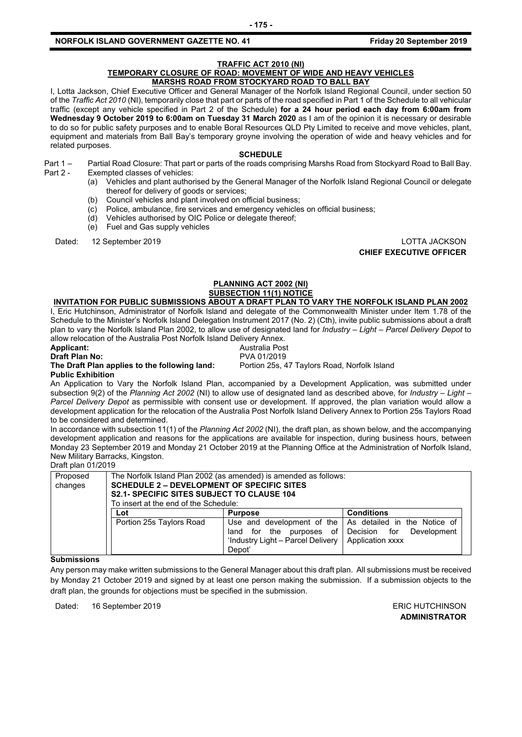## TRAFFIC ACT 2010 (NI)

### TEMPORARY CLOSURE OF ROAD: MOVEMENT OF WIDE AND HEAVY VEHICLES

### MARSHS ROAD FROM STOCKYARD ROAD TO BALL BAY

I, Lotta Jackson, Chief Executive Officer and General Manager of the Norfolk Island Regional Council, under section 50 of the *Traffic Act 2010* (NI), temporarily close that part or parts of the road specified in Part 1 of the Schedule to all vehicular traffic (except any vehicle specified in Part 2 of the Schedule) **for a 24 hour period each day from 6:00am from Wednesday 9 October 2019 to 6:00am on Tuesday 31 March 2020** as I am of the opinion it is necessary or desirable to do so for public safety purposes and to enable Boral Resources QLD Pty Limited to receive and move vehicles, plant, equipment and materials from Ball Bay's temporary groyne involving the operation of wide and heavy vehicles and for related purposes.

**SCHEDULE**

Part 1 – Partial Road Closure: That part or parts of the roads comprising Marshs Road from Stockyard Road to Ball Bay.

Part 2 - Exempted classes of vehicles:

(a) Vehicles and plant authorised by the General Manager of the Norfolk Island Regional Council or delegate thereof for delivery of goods or services;
(b) Council vehicles and plant involved on official business;
(c) Police, ambulance, fire services and emergency vehicles on official business;
(d) Vehicles authorised by OIC Police or delegate thereof;
(e) Fuel and Gas supply vehicles

Dated: 12 September 2019

LOTTA JACKSON
**CHIEF EXECUTIVE OFFICER**

## PLANNING ACT 2002 (NI)

### SUBSECTION 11(1) NOTICE

### INVITATION FOR PUBLIC SUBMISSIONS ABOUT A DRAFT PLAN TO VARY THE NORFOLK ISLAND PLAN 2002

I, Eric Hutchinson, Administrator of Norfolk Island and delegate of the Commonwealth Minister under Item 1.78 of the Schedule to the Minister's Norfolk Island Delegation Instrument 2017 (No. 2) (Cth), invite public submissions about a draft plan to vary the Norfolk Island Plan 2002, to allow use of designated land for *Industry – Light – Parcel Delivery Depot* to allow relocation of the Australia Post Norfolk Island Delivery Annex.

**Applicant:** Australia Post
**Draft Plan No:** PVA 01/2019
**The Draft Plan applies to the following land:** Portion 25s, 47 Taylors Road, Norfolk Island

**Public Exhibition**

An Application to Vary the Norfolk Island Plan, accompanied by a Development Application, was submitted under subsection 9(2) of the *Planning Act 2002* (NI) to allow use of designated land as described above, for *Industry – Light – Parcel Delivery Depot* as permissible with consent use or development. If approved, the plan variation would allow a development application for the relocation of the Australia Post Norfolk Island Delivery Annex to Portion 25s Taylors Road to be considered and determined.

In accordance with subsection 11(1) of the *Planning Act 2002* (NI), the draft plan, as shown below, and the accompanying development application and reasons for the applications are available for inspection, during business hours, between Monday 23 September 2019 and Monday 21 October 2019 at the Planning Office at the Administration of Norfolk Island, New Military Barracks, Kingston.

Draft plan 01/2019

| Proposed changes | The Norfolk Island Plan 2002 (as amended) is amended as follows:<br>**SCHEDULE 2 – DEVELOPMENT OF SPECIFIC SITES**<br>**S2.1- SPECIFIC SITES SUBJECT TO CLAUSE 104**<br>To insert at the end of the Schedule: | | |
|---|---|---|---|
| | **Lot** | **Purpose** | **Conditions** |
| | Portion 25s Taylors Road | Use and development of the land for the purposes of 'Industry Light – Parcel Delivery Depot' | As detailed in the Notice of Decision for Development Application xxxx |

**Submissions**

Any person may make written submissions to the General Manager about this draft plan. All submissions must be received by Monday 21 October 2019 and signed by at least one person making the submission. If a submission objects to the draft plan, the grounds for objections must be specified in the submission.

Dated: 16 September 2019

ERIC HUTCHINSON
**ADMINISTRATOR**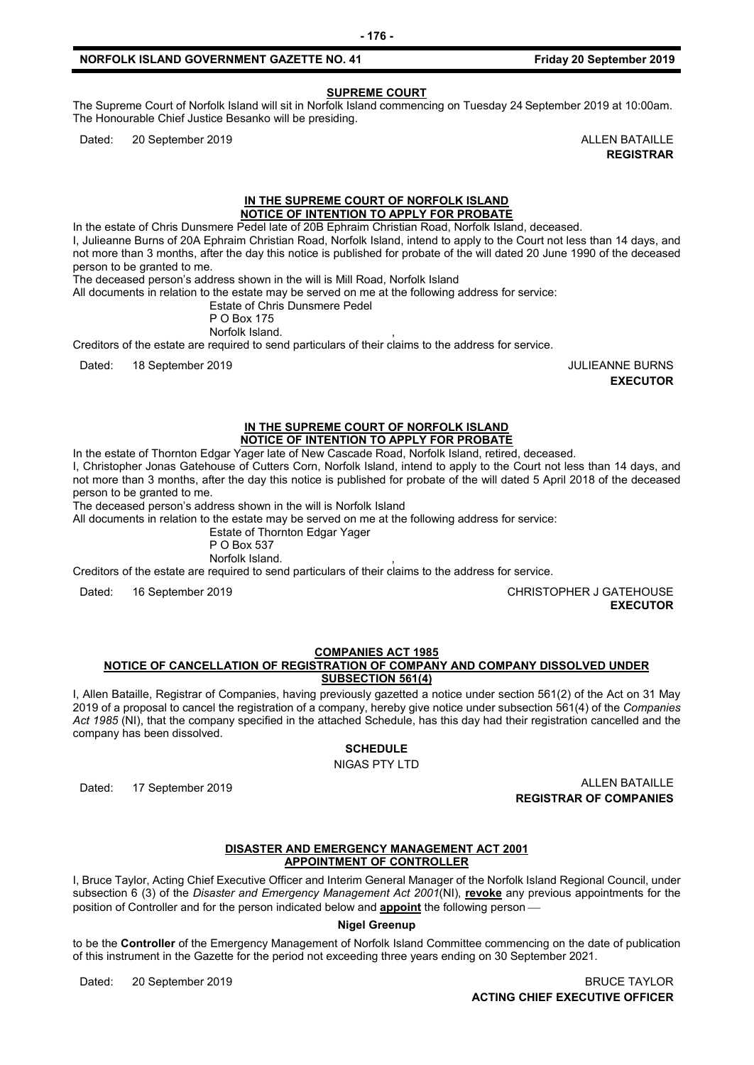## SUPREME COURT

The Supreme Court of Norfolk Island will sit in Norfolk Island commencing on Tuesday 24 September 2019 at 10:00am. The Honourable Chief Justice Besanko will be presiding.

Dated: 20 September 2019

ALLEN BATAILLE
**REGISTRAR**

## IN THE SUPREME COURT OF NORFOLK ISLAND
## NOTICE OF INTENTION TO APPLY FOR PROBATE

In the estate of Chris Dunsmere Pedel late of 20B Ephraim Christian Road, Norfolk Island, deceased.

I, Julieanne Burns of 20A Ephraim Christian Road, Norfolk Island, intend to apply to the Court not less than 14 days, and not more than 3 months, after the day this notice is published for probate of the will dated 20 June 1990 of the deceased person to be granted to me.

The deceased person's address shown in the will is Mill Road, Norfolk Island

All documents in relation to the estate may be served on me at the following address for service:

Estate of Chris Dunsmere Pedel
P O Box 175
Norfolk Island.

Creditors of the estate are required to send particulars of their claims to the address for service.

Dated: 18 September 2019

JULIEANNE BURNS
**EXECUTOR**

## IN THE SUPREME COURT OF NORFOLK ISLAND
## NOTICE OF INTENTION TO APPLY FOR PROBATE

In the estate of Thornton Edgar Yager late of New Cascade Road, Norfolk Island, retired, deceased.

I, Christopher Jonas Gatehouse of Cutters Corn, Norfolk Island, intend to apply to the Court not less than 14 days, and not more than 3 months, after the day this notice is published for probate of the will dated 5 April 2018 of the deceased person to be granted to me.

The deceased person's address shown in the will is Norfolk Island

All documents in relation to the estate may be served on me at the following address for service:

Estate of Thornton Edgar Yager
P O Box 537
Norfolk Island.

Creditors of the estate are required to send particulars of their claims to the address for service.

Dated: 16 September 2019

CHRISTOPHER J GATEHOUSE
**EXECUTOR**

## COMPANIES ACT 1985
## NOTICE OF CANCELLATION OF REGISTRATION OF COMPANY AND COMPANY DISSOLVED UNDER SUBSECTION 561(4)

I, Allen Bataille, Registrar of Companies, having previously gazetted a notice under section 561(2) of the Act on 31 May 2019 of a proposal to cancel the registration of a company, hereby give notice under subsection 561(4) of the *Companies Act 1985* (NI), that the company specified in the attached Schedule, has this day had their registration cancelled and the company has been dissolved.

**SCHEDULE**

NIGAS PTY LTD

Dated: 17 September 2019

ALLEN BATAILLE
**REGISTRAR OF COMPANIES**

## DISASTER AND EMERGENCY MANAGEMENT ACT 2001
## APPOINTMENT OF CONTROLLER

I, Bruce Taylor, Acting Chief Executive Officer and Interim General Manager of the Norfolk Island Regional Council, under subsection 6 (3) of the *Disaster and Emergency Management Act 2001*(NI), **revoke** any previous appointments for the position of Controller and for the person indicated below and **appoint** the following person —

**Nigel Greenup**

to be the **Controller** of the Emergency Management of Norfolk Island Committee commencing on the date of publication of this instrument in the Gazette for the period not exceeding three years ending on 30 September 2021.

Dated: 20 September 2019

BRUCE TAYLOR
**ACTING CHIEF EXECUTIVE OFFICER**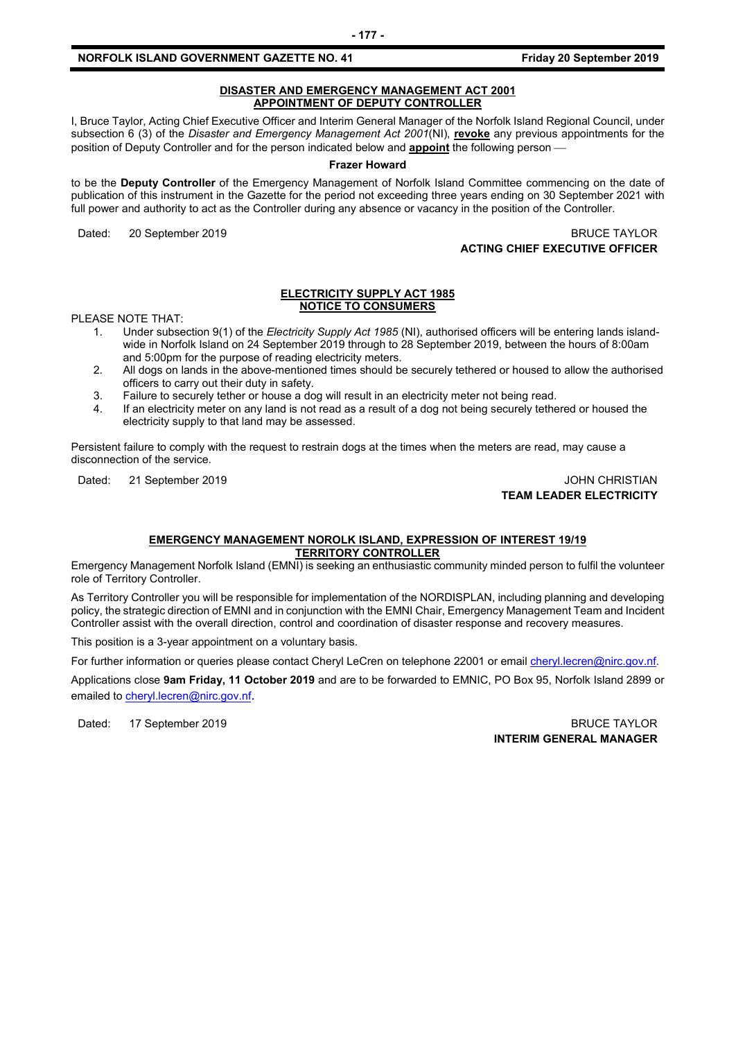## DISASTER AND EMERGENCY MANAGEMENT ACT 2001
## APPOINTMENT OF DEPUTY CONTROLLER

I, Bruce Taylor, Acting Chief Executive Officer and Interim General Manager of the Norfolk Island Regional Council, under subsection 6 (3) of the *Disaster and Emergency Management Act 2001*(NI), **revoke** any previous appointments for the position of Deputy Controller and for the person indicated below and **appoint** the following person —

**Frazer Howard**

to be the **Deputy Controller** of the Emergency Management of Norfolk Island Committee commencing on the date of publication of this instrument in the Gazette for the period not exceeding three years ending on 30 September 2021 with full power and authority to act as the Controller during any absence or vacancy in the position of the Controller.

Dated: 20 September 2019

BRUCE TAYLOR
**ACTING CHIEF EXECUTIVE OFFICER**

## ELECTRICITY SUPPLY ACT 1985
## NOTICE TO CONSUMERS

PLEASE NOTE THAT:

1. Under subsection 9(1) of the *Electricity Supply Act 1985* (NI), authorised officers will be entering lands island-wide in Norfolk Island on 24 September 2019 through to 28 September 2019, between the hours of 8:00am and 5:00pm for the purpose of reading electricity meters.
2. All dogs on lands in the above-mentioned times should be securely tethered or housed to allow the authorised officers to carry out their duty in safety.
3. Failure to securely tether or house a dog will result in an electricity meter not being read.
4. If an electricity meter on any land is not read as a result of a dog not being securely tethered or housed the electricity supply to that land may be assessed.

Persistent failure to comply with the request to restrain dogs at the times when the meters are read, may cause a disconnection of the service.

Dated: 21 September 2019

JOHN CHRISTIAN
**TEAM LEADER ELECTRICITY**

## EMERGENCY MANAGEMENT NOROLK ISLAND, EXPRESSION OF INTEREST 19/19
## TERRITORY CONTROLLER

Emergency Management Norfolk Island (EMNI) is seeking an enthusiastic community minded person to fulfil the volunteer role of Territory Controller.

As Territory Controller you will be responsible for implementation of the NORDISPLAN, including planning and developing policy, the strategic direction of EMNI and in conjunction with the EMNI Chair, Emergency Management Team and Incident Controller assist with the overall direction, control and coordination of disaster response and recovery measures.

This position is a 3-year appointment on a voluntary basis.

For further information or queries please contact Cheryl LeCren on telephone 22001 or email cheryl.lecren@nirc.gov.nf.

Applications close **9am Friday, 11 October 2019** and are to be forwarded to EMNIC, PO Box 95, Norfolk Island 2899 or emailed to cheryl.lecren@nirc.gov.nf.

Dated: 17 September 2019

BRUCE TAYLOR
**INTERIM GENERAL MANAGER**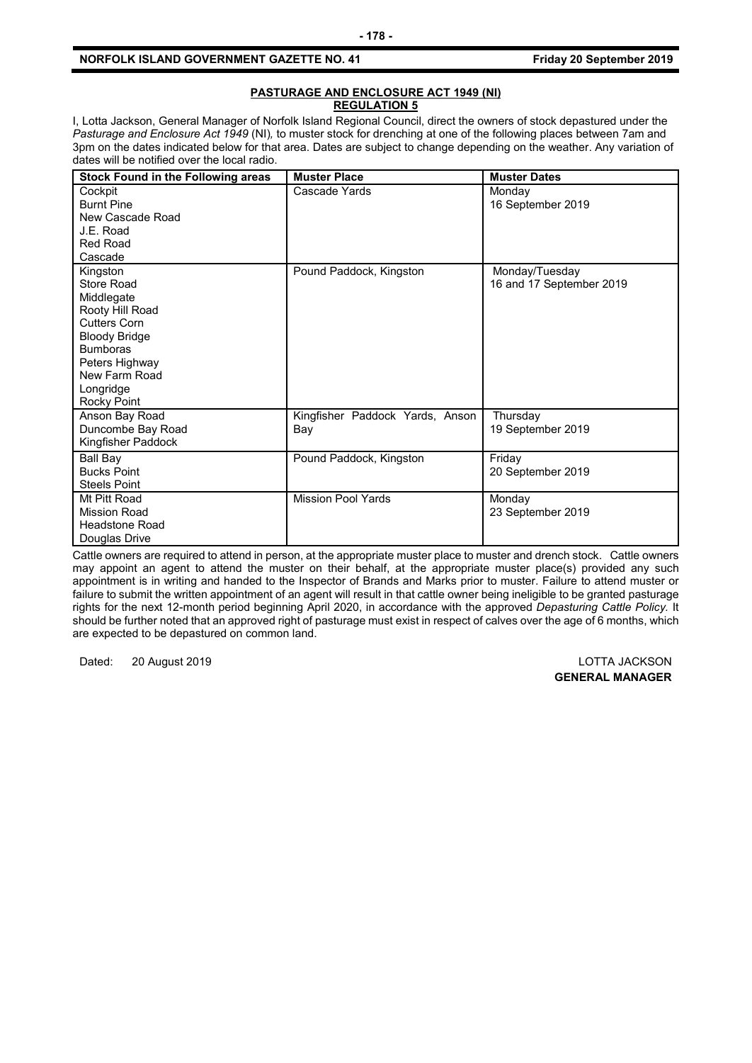**PASTURAGE AND ENCLOSURE ACT 1949 (NI)**
**REGULATION 5**

I, Lotta Jackson, General Manager of Norfolk Island Regional Council, direct the owners of stock depastured under the *Pasturage and Enclosure Act 1949* (NI), to muster stock for drenching at one of the following places between 7am and 3pm on the dates indicated below for that area. Dates are subject to change depending on the weather. Any variation of dates will be notified over the local radio.

| Stock Found in the Following areas | Muster Place | Muster Dates |
|---|---|---|
| Cockpit<br>Burnt Pine<br>New Cascade Road<br>J.E. Road<br>Red Road<br>Cascade | Cascade Yards | Monday<br>16 September 2019 |
| Kingston<br>Store Road<br>Middlegate<br>Rooty Hill Road<br>Cutters Corn<br>Bloody Bridge<br>Bumboras<br>Peters Highway<br>New Farm Road<br>Longridge<br>Rocky Point | Pound Paddock, Kingston | Monday/Tuesday<br>16 and 17 September 2019 |
| Anson Bay Road<br>Duncombe Bay Road<br>Kingfisher Paddock | Kingfisher Paddock Yards, Anson Bay | Thursday<br>19 September 2019 |
| Ball Bay<br>Bucks Point<br>Steels Point | Pound Paddock, Kingston | Friday<br>20 September 2019 |
| Mt Pitt Road<br>Mission Road<br>Headstone Road<br>Douglas Drive | Mission Pool Yards | Monday<br>23 September 2019 |

Cattle owners are required to attend in person, at the appropriate muster place to muster and drench stock. Cattle owners may appoint an agent to attend the muster on their behalf, at the appropriate muster place(s) provided any such appointment is in writing and handed to the Inspector of Brands and Marks prior to muster. Failure to attend muster or failure to submit the written appointment of an agent will result in that cattle owner being ineligible to be granted pasturage rights for the next 12-month period beginning April 2020, in accordance with the approved *Depasturing Cattle Policy.* It should be further noted that an approved right of pasturage must exist in respect of calves over the age of 6 months, which are expected to be depastured on common land.

Dated: 20 August 2019

LOTTA JACKSON
**GENERAL MANAGER**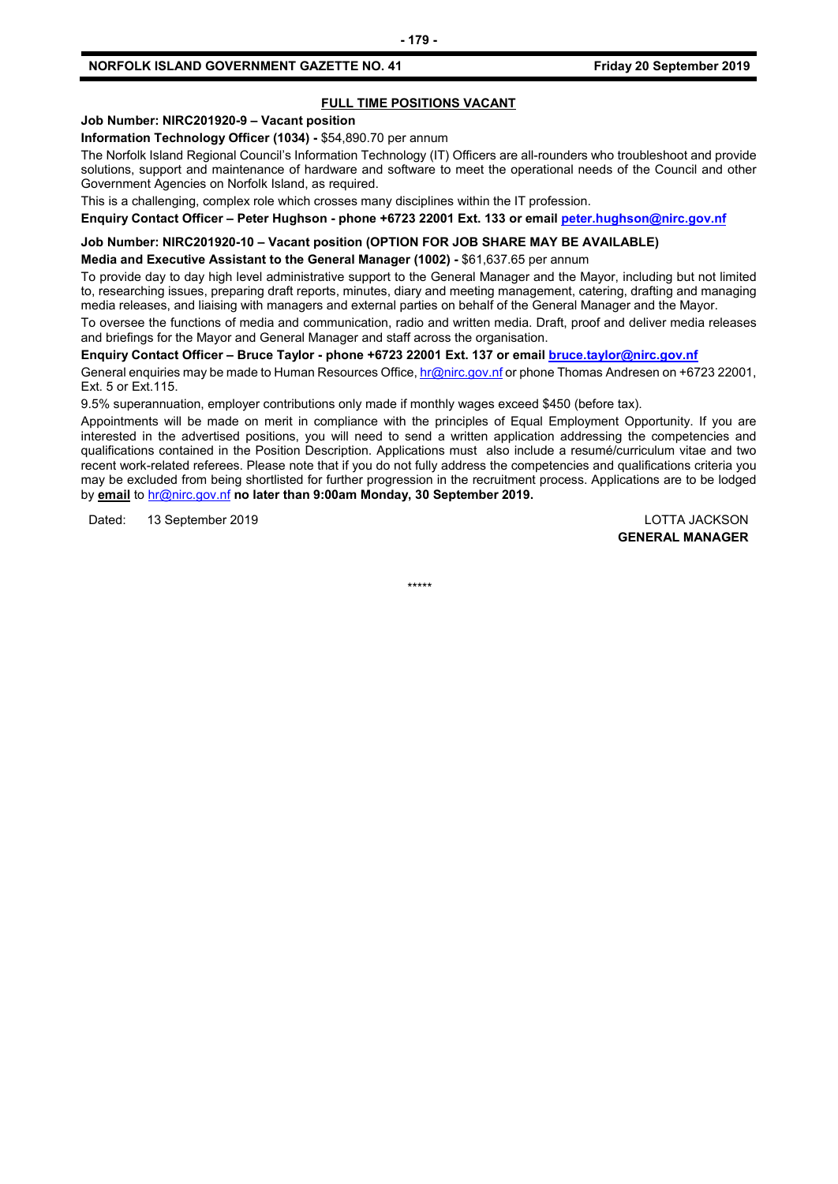## FULL TIME POSITIONS VACANT

**Job Number: NIRC201920-9 – Vacant position**

**Information Technology Officer (1034) -** $54,890.70 per annum

The Norfolk Island Regional Council's Information Technology (IT) Officers are all-rounders who troubleshoot and provide solutions, support and maintenance of hardware and software to meet the operational needs of the Council and other Government Agencies on Norfolk Island, as required.

This is a challenging, complex role which crosses many disciplines within the IT profession.

**Enquiry Contact Officer – Peter Hughson - phone +6723 22001 Ext. 133 or email peter.hughson@nirc.gov.nf**

**Job Number: NIRC201920-10 – Vacant position (OPTION FOR JOB SHARE MAY BE AVAILABLE)**

**Media and Executive Assistant to the General Manager (1002) -** $61,637.65 per annum

To provide day to day high level administrative support to the General Manager and the Mayor, including but not limited to, researching issues, preparing draft reports, minutes, diary and meeting management, catering, drafting and managing media releases, and liaising with managers and external parties on behalf of the General Manager and the Mayor.

To oversee the functions of media and communication, radio and written media. Draft, proof and deliver media releases and briefings for the Mayor and General Manager and staff across the organisation.

**Enquiry Contact Officer – Bruce Taylor - phone +6723 22001 Ext. 137 or email bruce.taylor@nirc.gov.nf**

General enquiries may be made to Human Resources Office, hr@nirc.gov.nf or phone Thomas Andresen on +6723 22001, Ext. 5 or Ext.115.

9.5% superannuation, employer contributions only made if monthly wages exceed $450 (before tax).

Appointments will be made on merit in compliance with the principles of Equal Employment Opportunity. If you are interested in the advertised positions, you will need to send a written application addressing the competencies and qualifications contained in the Position Description. Applications must also include a resumé/curriculum vitae and two recent work-related referees. Please note that if you do not fully address the competencies and qualifications criteria you may be excluded from being shortlisted for further progression in the recruitment process. Applications are to be lodged by **email** to hr@nirc.gov.nf **no later than 9:00am Monday, 30 September 2019.**

Dated: 13 September 2019

LOTTA JACKSON
**GENERAL MANAGER**

*****